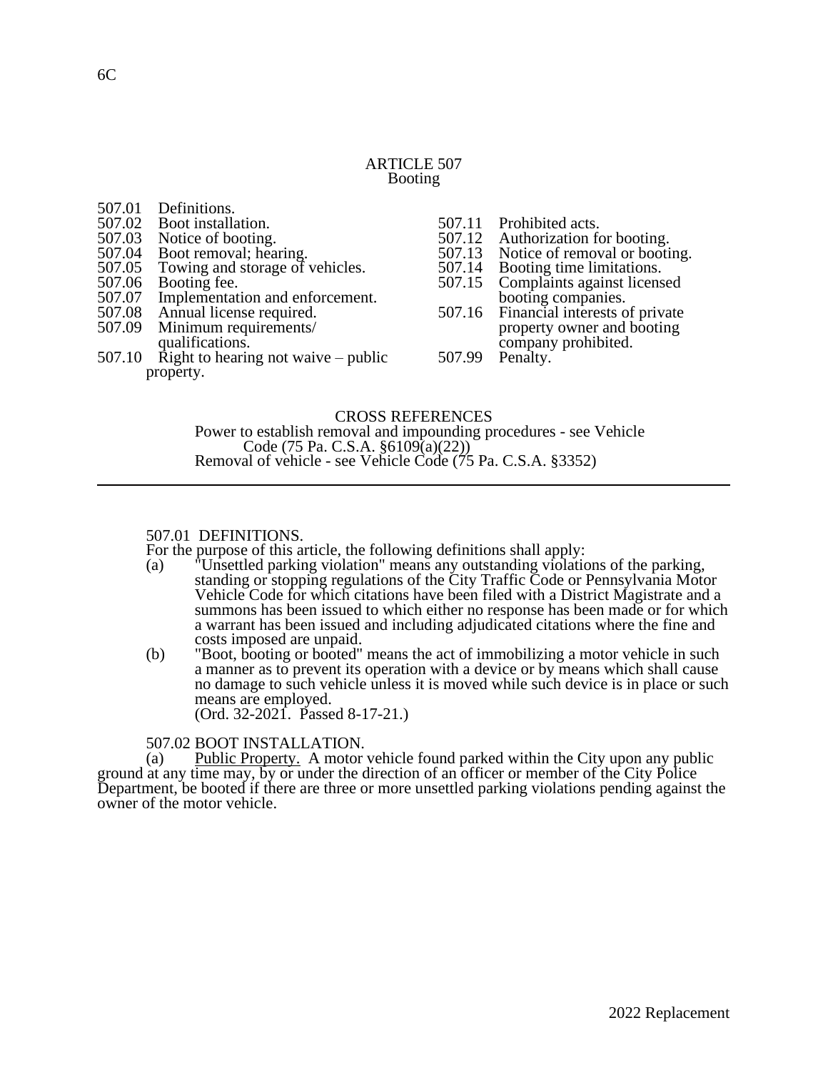# ARTICLE 507
## Booting

507.01 Definitions.
507.02 Boot installation.
507.03 Notice of booting.
507.04 Boot removal; hearing.
507.05 Towing and storage of vehicles.
507.06 Booting fee.
507.07 Implementation and enforcement.
507.08 Annual license required.
507.09 Minimum requirements/ qualifications.
507.10 Right to hearing not waive – public property.
507.11 Prohibited acts.
507.12 Authorization for booting.
507.13 Notice of removal or booting.
507.14 Booting time limitations.
507.15 Complaints against licensed booting companies.
507.16 Financial interests of private property owner and booting company prohibited.
507.99 Penalty.

CROSS REFERENCES
Power to establish removal and impounding procedures - see Vehicle Code (75 Pa. C.S.A. §6109(a)(22))
Removal of vehicle - see Vehicle Code (75 Pa. C.S.A. §3352)

---

507.01 DEFINITIONS.
For the purpose of this article, the following definitions shall apply:

(a) "Unsettled parking violation" means any outstanding violations of the parking, standing or stopping regulations of the City Traffic Code or Pennsylvania Motor Vehicle Code for which citations have been filed with a District Magistrate and a summons has been issued to which either no response has been made or for which a warrant has been issued and including adjudicated citations where the fine and costs imposed are unpaid.

(b) "Boot, booting or booted" means the act of immobilizing a motor vehicle in such a manner as to prevent its operation with a device or by means which shall cause no damage to such vehicle unless it is moved while such device is in place or such means are employed.
(Ord. 32-2021. Passed 8-17-21.)

507.02 BOOT INSTALLATION.
(a) Public Property. A motor vehicle found parked within the City upon any public ground at any time may, by or under the direction of an officer or member of the City Police Department, be booted if there are three or more unsettled parking violations pending against the owner of the motor vehicle.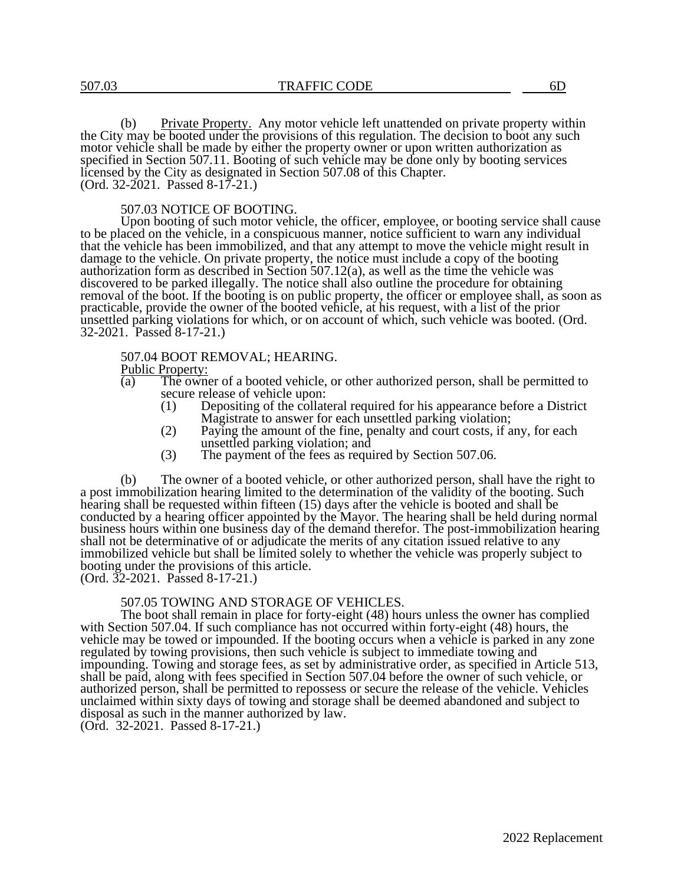(b) Private Property. Any motor vehicle left unattended on private property within the City may be booted under the provisions of this regulation. The decision to boot any such motor vehicle shall be made by either the property owner or upon written authorization as specified in Section 507.11. Booting of such vehicle may be done only by booting services licensed by the City as designated in Section 507.08 of this Chapter.
(Ord. 32-2021. Passed 8-17-21.)

## 507.03 NOTICE OF BOOTING.

Upon booting of such motor vehicle, the officer, employee, or booting service shall cause to be placed on the vehicle, in a conspicuous manner, notice sufficient to warn any individual that the vehicle has been immobilized, and that any attempt to move the vehicle might result in damage to the vehicle. On private property, the notice must include a copy of the booting authorization form as described in Section 507.12(a), as well as the time the vehicle was discovered to be parked illegally. The notice shall also outline the procedure for obtaining removal of the boot. If the booting is on public property, the officer or employee shall, as soon as practicable, provide the owner of the booted vehicle, at his request, with a list of the prior unsettled parking violations for which, or on account of which, such vehicle was booted. (Ord. 32-2021. Passed 8-17-21.)

## 507.04 BOOT REMOVAL; HEARING.

Public Property:

(a) The owner of a booted vehicle, or other authorized person, shall be permitted to secure release of vehicle upon:
   (1) Depositing of the collateral required for his appearance before a District Magistrate to answer for each unsettled parking violation;
   (2) Paying the amount of the fine, penalty and court costs, if any, for each unsettled parking violation; and
   (3) The payment of the fees as required by Section 507.06.

(b) The owner of a booted vehicle, or other authorized person, shall have the right to a post immobilization hearing limited to the determination of the validity of the booting. Such hearing shall be requested within fifteen (15) days after the vehicle is booted and shall be conducted by a hearing officer appointed by the Mayor. The hearing shall be held during normal business hours within one business day of the demand therefor. The post-immobilization hearing shall not be determinative of or adjudicate the merits of any citation issued relative to any immobilized vehicle but shall be limited solely to whether the vehicle was properly subject to booting under the provisions of this article.
(Ord. 32-2021. Passed 8-17-21.)

## 507.05 TOWING AND STORAGE OF VEHICLES.

The boot shall remain in place for forty-eight (48) hours unless the owner has complied with Section 507.04. If such compliance has not occurred within forty-eight (48) hours, the vehicle may be towed or impounded. If the booting occurs when a vehicle is parked in any zone regulated by towing provisions, then such vehicle is subject to immediate towing and impounding. Towing and storage fees, as set by administrative order, as specified in Article 513, shall be paid, along with fees specified in Section 507.04 before the owner of such vehicle, or authorized person, shall be permitted to repossess or secure the release of the vehicle. Vehicles unclaimed within sixty days of towing and storage shall be deemed abandoned and subject to disposal as such in the manner authorized by law.
(Ord. 32-2021. Passed 8-17-21.)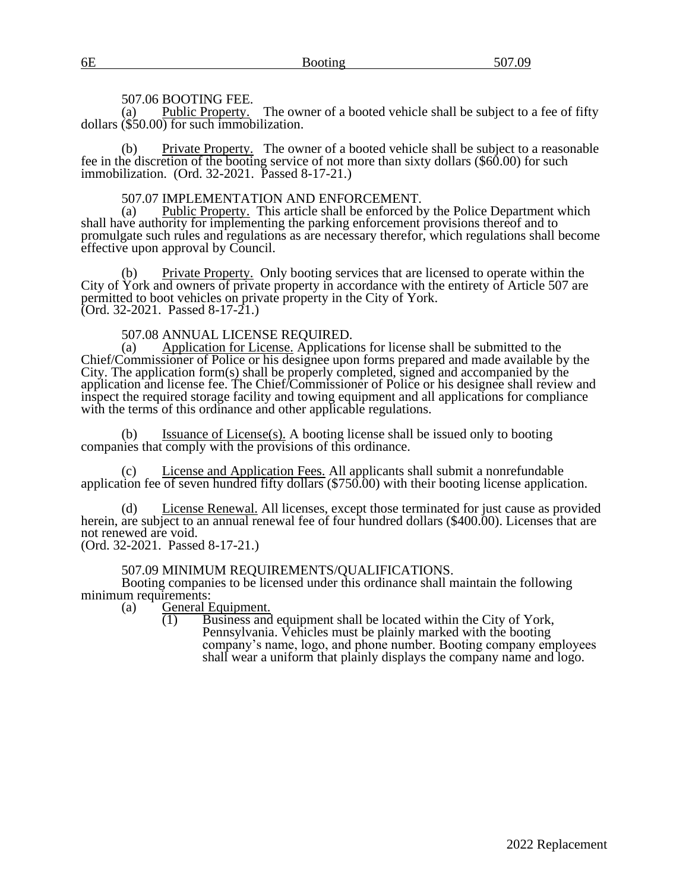## 507.06 BOOTING FEE.

(a) Public Property. The owner of a booted vehicle shall be subject to a fee of fifty dollars ($50.00) for such immobilization.

(b) Private Property. The owner of a booted vehicle shall be subject to a reasonable fee in the discretion of the booting service of not more than sixty dollars ($60.00) for such immobilization. (Ord. 32-2021. Passed 8-17-21.)

## 507.07 IMPLEMENTATION AND ENFORCEMENT.

(a) Public Property. This article shall be enforced by the Police Department which shall have authority for implementing the parking enforcement provisions thereof and to promulgate such rules and regulations as are necessary therefor, which regulations shall become effective upon approval by Council.

(b) Private Property. Only booting services that are licensed to operate within the City of York and owners of private property in accordance with the entirety of Article 507 are permitted to boot vehicles on private property in the City of York.
(Ord. 32-2021. Passed 8-17-21.)

## 507.08 ANNUAL LICENSE REQUIRED.

(a) Application for License. Applications for license shall be submitted to the Chief/Commissioner of Police or his designee upon forms prepared and made available by the City. The application form(s) shall be properly completed, signed and accompanied by the application and license fee. The Chief/Commissioner of Police or his designee shall review and inspect the required storage facility and towing equipment and all applications for compliance with the terms of this ordinance and other applicable regulations.

(b) Issuance of License(s). A booting license shall be issued only to booting companies that comply with the provisions of this ordinance.

(c) License and Application Fees. All applicants shall submit a nonrefundable application fee of seven hundred fifty dollars ($750.00) with their booting license application.

(d) License Renewal. All licenses, except those terminated for just cause as provided herein, are subject to an annual renewal fee of four hundred dollars ($400.00). Licenses that are not renewed are void.
(Ord. 32-2021. Passed 8-17-21.)

## 507.09 MINIMUM REQUIREMENTS/QUALIFICATIONS.

Booting companies to be licensed under this ordinance shall maintain the following minimum requirements:

(a) General Equipment.

(1) Business and equipment shall be located within the City of York, Pennsylvania. Vehicles must be plainly marked with the booting company's name, logo, and phone number. Booting company employees shall wear a uniform that plainly displays the company name and logo.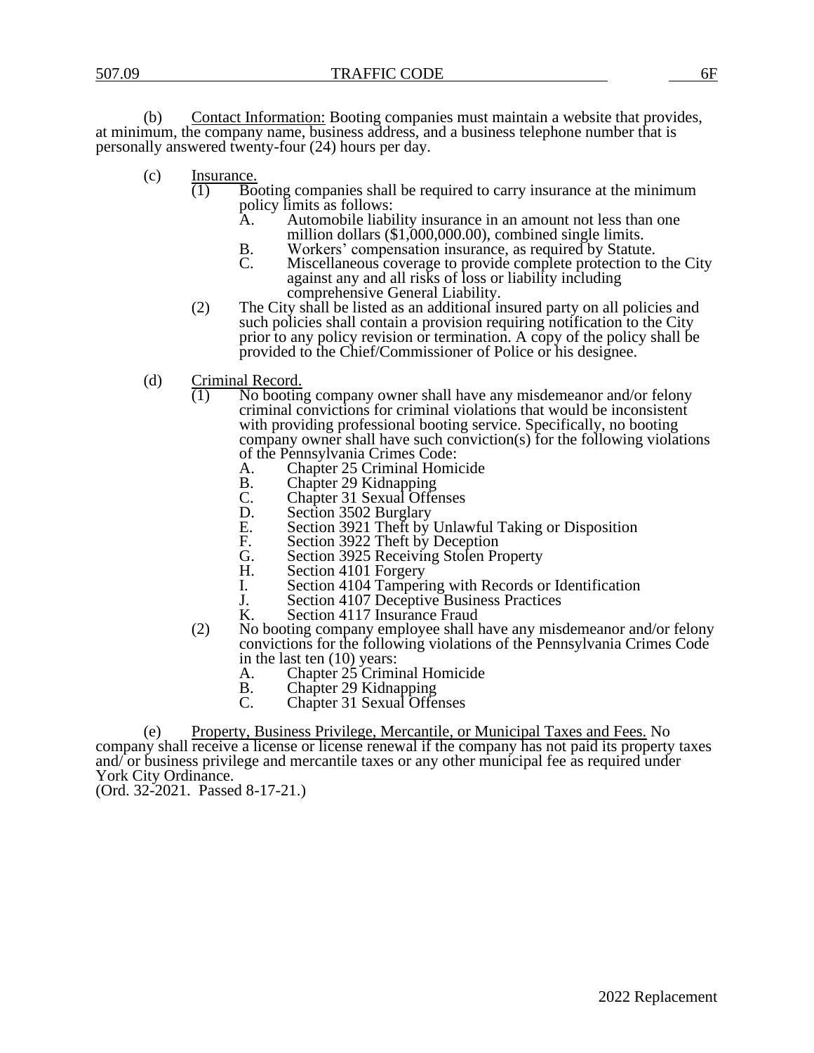(b) Contact Information: Booting companies must maintain a website that provides, at minimum, the company name, business address, and a business telephone number that is personally answered twenty-four (24) hours per day.

(c) Insurance.

(1) Booting companies shall be required to carry insurance at the minimum policy limits as follows:

A. Automobile liability insurance in an amount not less than one million dollars ($1,000,000.00), combined single limits.

B. Workers' compensation insurance, as required by Statute.

C. Miscellaneous coverage to provide complete protection to the City against any and all risks of loss or liability including comprehensive General Liability.

(2) The City shall be listed as an additional insured party on all policies and such policies shall contain a provision requiring notification to the City prior to any policy revision or termination. A copy of the policy shall be provided to the Chief/Commissioner of Police or his designee.

(d) Criminal Record.

(1) No booting company owner shall have any misdemeanor and/or felony criminal convictions for criminal violations that would be inconsistent with providing professional booting service. Specifically, no booting company owner shall have such conviction(s) for the following violations of the Pennsylvania Crimes Code:

A. Chapter 25 Criminal Homicide
B. Chapter 29 Kidnapping
C. Chapter 31 Sexual Offenses
D. Section 3502 Burglary
E. Section 3921 Theft by Unlawful Taking or Disposition
F. Section 3922 Theft by Deception
G. Section 3925 Receiving Stolen Property
H. Section 4101 Forgery
I. Section 4104 Tampering with Records or Identification
J. Section 4107 Deceptive Business Practices
K. Section 4117 Insurance Fraud

(2) No booting company employee shall have any misdemeanor and/or felony convictions for the following violations of the Pennsylvania Crimes Code in the last ten (10) years:

A. Chapter 25 Criminal Homicide
B. Chapter 29 Kidnapping
C. Chapter 31 Sexual Offenses

(e) Property, Business Privilege, Mercantile, or Municipal Taxes and Fees. No company shall receive a license or license renewal if the company has not paid its property taxes and/ or business privilege and mercantile taxes or any other municipal fee as required under York City Ordinance.

(Ord. 32-2021. Passed 8-17-21.)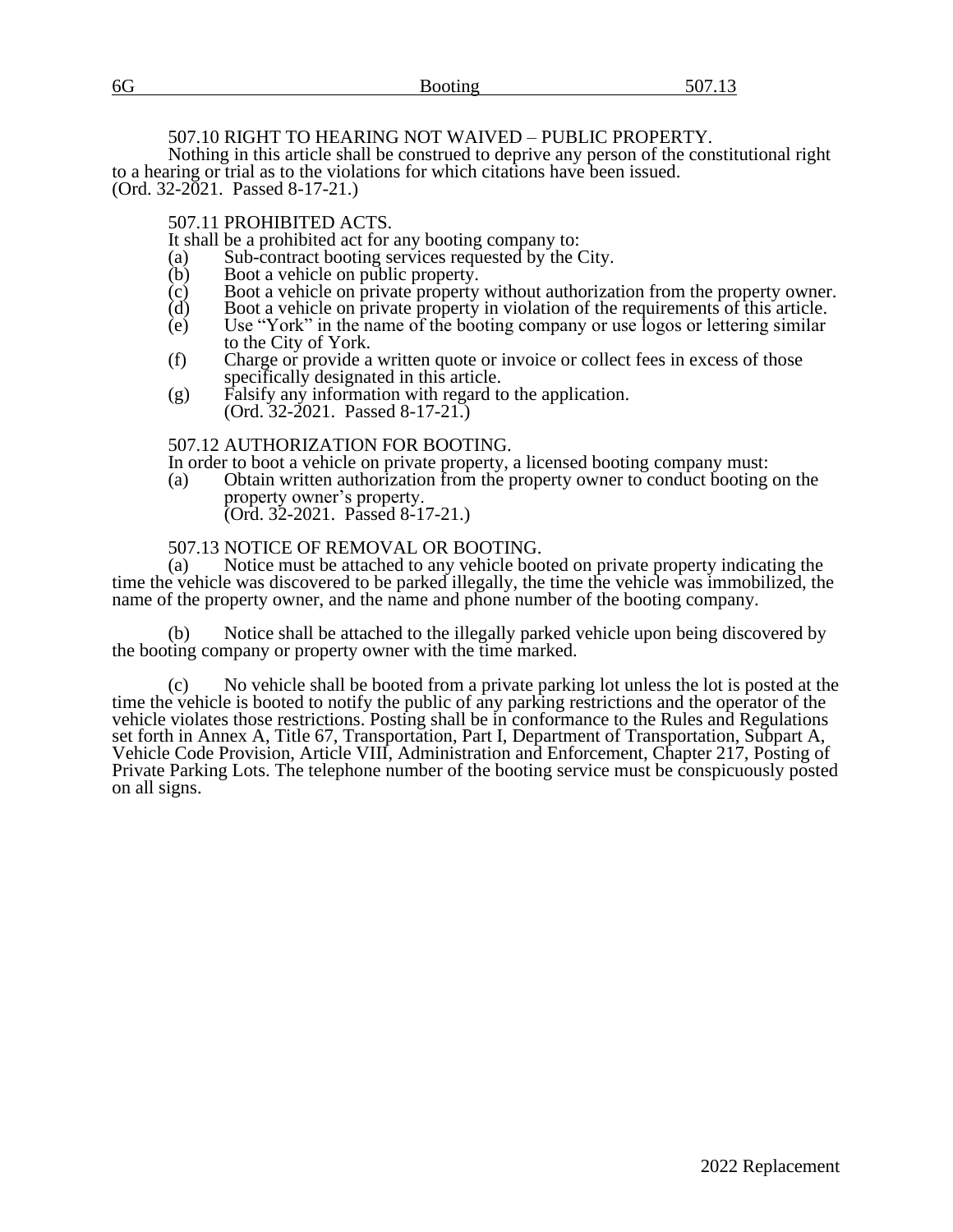### 507.10 RIGHT TO HEARING NOT WAIVED – PUBLIC PROPERTY.

Nothing in this article shall be construed to deprive any person of the constitutional right to a hearing or trial as to the violations for which citations have been issued.
(Ord. 32-2021. Passed 8-17-21.)

### 507.11 PROHIBITED ACTS.

It shall be a prohibited act for any booting company to:

(a) Sub-contract booting services requested by the City.
(b) Boot a vehicle on public property.
(c) Boot a vehicle on private property without authorization from the property owner.
(d) Boot a vehicle on private property in violation of the requirements of this article.
(e) Use "York" in the name of the booting company or use logos or lettering similar to the City of York.
(f) Charge or provide a written quote or invoice or collect fees in excess of those specifically designated in this article.
(g) Falsify any information with regard to the application.
(Ord. 32-2021. Passed 8-17-21.)

### 507.12 AUTHORIZATION FOR BOOTING.

In order to boot a vehicle on private property, a licensed booting company must:

(a) Obtain written authorization from the property owner to conduct booting on the property owner's property.
(Ord. 32-2021. Passed 8-17-21.)

### 507.13 NOTICE OF REMOVAL OR BOOTING.

(a) Notice must be attached to any vehicle booted on private property indicating the time the vehicle was discovered to be parked illegally, the time the vehicle was immobilized, the name of the property owner, and the name and phone number of the booting company.

(b) Notice shall be attached to the illegally parked vehicle upon being discovered by the booting company or property owner with the time marked.

(c) No vehicle shall be booted from a private parking lot unless the lot is posted at the time the vehicle is booted to notify the public of any parking restrictions and the operator of the vehicle violates those restrictions. Posting shall be in conformance to the Rules and Regulations set forth in Annex A, Title 67, Transportation, Part I, Department of Transportation, Subpart A, Vehicle Code Provision, Article VIII, Administration and Enforcement, Chapter 217, Posting of Private Parking Lots. The telephone number of the booting service must be conspicuously posted on all signs.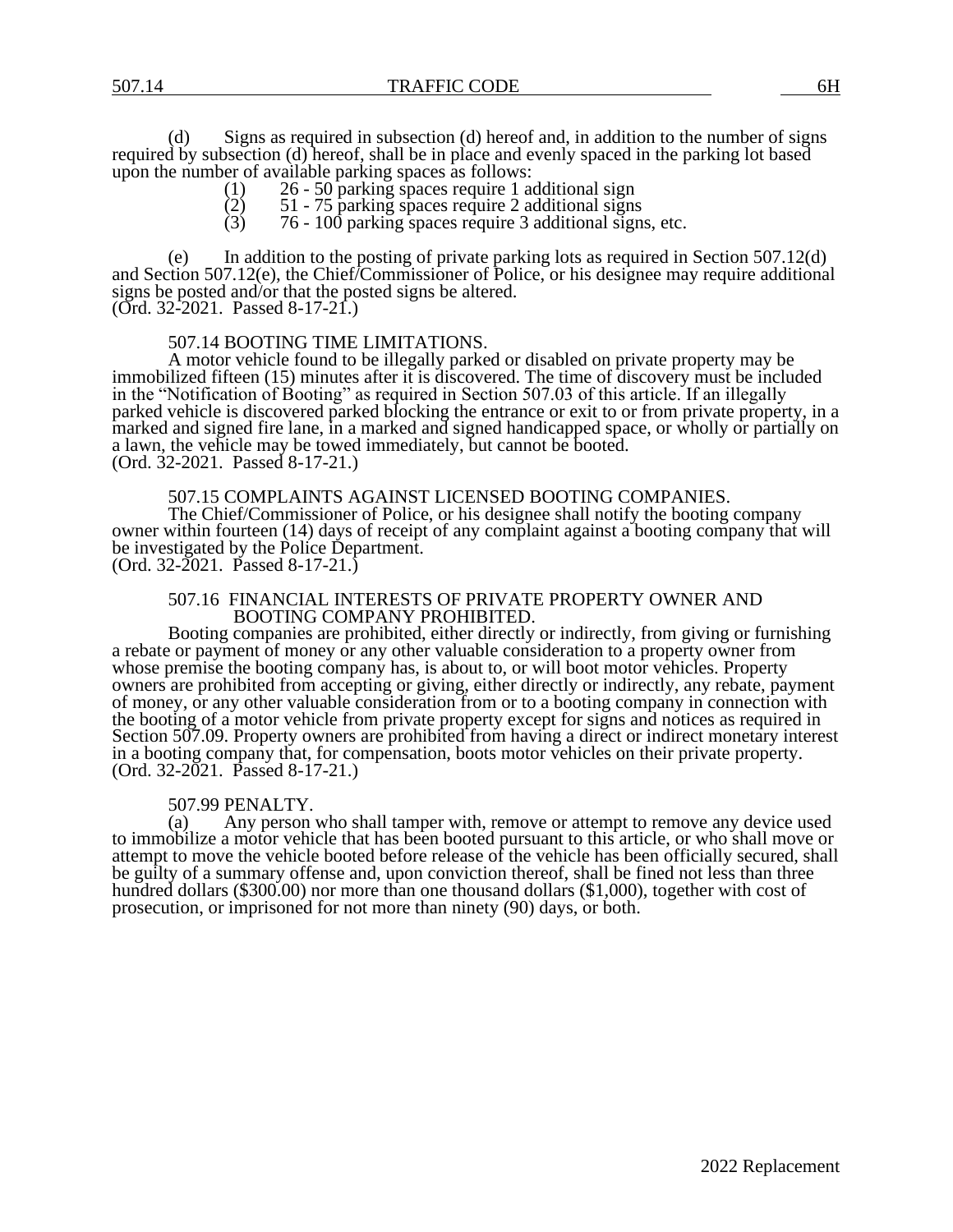(d) Signs as required in subsection (d) hereof and, in addition to the number of signs required by subsection (d) hereof, shall be in place and evenly spaced in the parking lot based upon the number of available parking spaces as follows:

(1) 26 - 50 parking spaces require 1 additional sign
(2) 51 - 75 parking spaces require 2 additional signs
(3) 76 - 100 parking spaces require 3 additional signs, etc.

(e) In addition to the posting of private parking lots as required in Section 507.12(d) and Section 507.12(e), the Chief/Commissioner of Police, or his designee may require additional signs be posted and/or that the posted signs be altered.
(Ord. 32-2021. Passed 8-17-21.)

### 507.14 BOOTING TIME LIMITATIONS.

A motor vehicle found to be illegally parked or disabled on private property may be immobilized fifteen (15) minutes after it is discovered. The time of discovery must be included in the "Notification of Booting" as required in Section 507.03 of this article. If an illegally parked vehicle is discovered parked blocking the entrance or exit to or from private property, in a marked and signed fire lane, in a marked and signed handicapped space, or wholly or partially on a lawn, the vehicle may be towed immediately, but cannot be booted.
(Ord. 32-2021. Passed 8-17-21.)

### 507.15 COMPLAINTS AGAINST LICENSED BOOTING COMPANIES.

The Chief/Commissioner of Police, or his designee shall notify the booting company owner within fourteen (14) days of receipt of any complaint against a booting company that will be investigated by the Police Department.
(Ord. 32-2021. Passed 8-17-21.)

### 507.16 FINANCIAL INTERESTS OF PRIVATE PROPERTY OWNER AND BOOTING COMPANY PROHIBITED.

Booting companies are prohibited, either directly or indirectly, from giving or furnishing a rebate or payment of money or any other valuable consideration to a property owner from whose premise the booting company has, is about to, or will boot motor vehicles. Property owners are prohibited from accepting or giving, either directly or indirectly, any rebate, payment of money, or any other valuable consideration from or to a booting company in connection with the booting of a motor vehicle from private property except for signs and notices as required in Section 507.09. Property owners are prohibited from having a direct or indirect monetary interest in a booting company that, for compensation, boots motor vehicles on their private property.
(Ord. 32-2021. Passed 8-17-21.)

### 507.99 PENALTY.

(a) Any person who shall tamper with, remove or attempt to remove any device used to immobilize a motor vehicle that has been booted pursuant to this article, or who shall move or attempt to move the vehicle booted before release of the vehicle has been officially secured, shall be guilty of a summary offense and, upon conviction thereof, shall be fined not less than three hundred dollars ($300.00) nor more than one thousand dollars ($1,000), together with cost of prosecution, or imprisoned for not more than ninety (90) days, or both.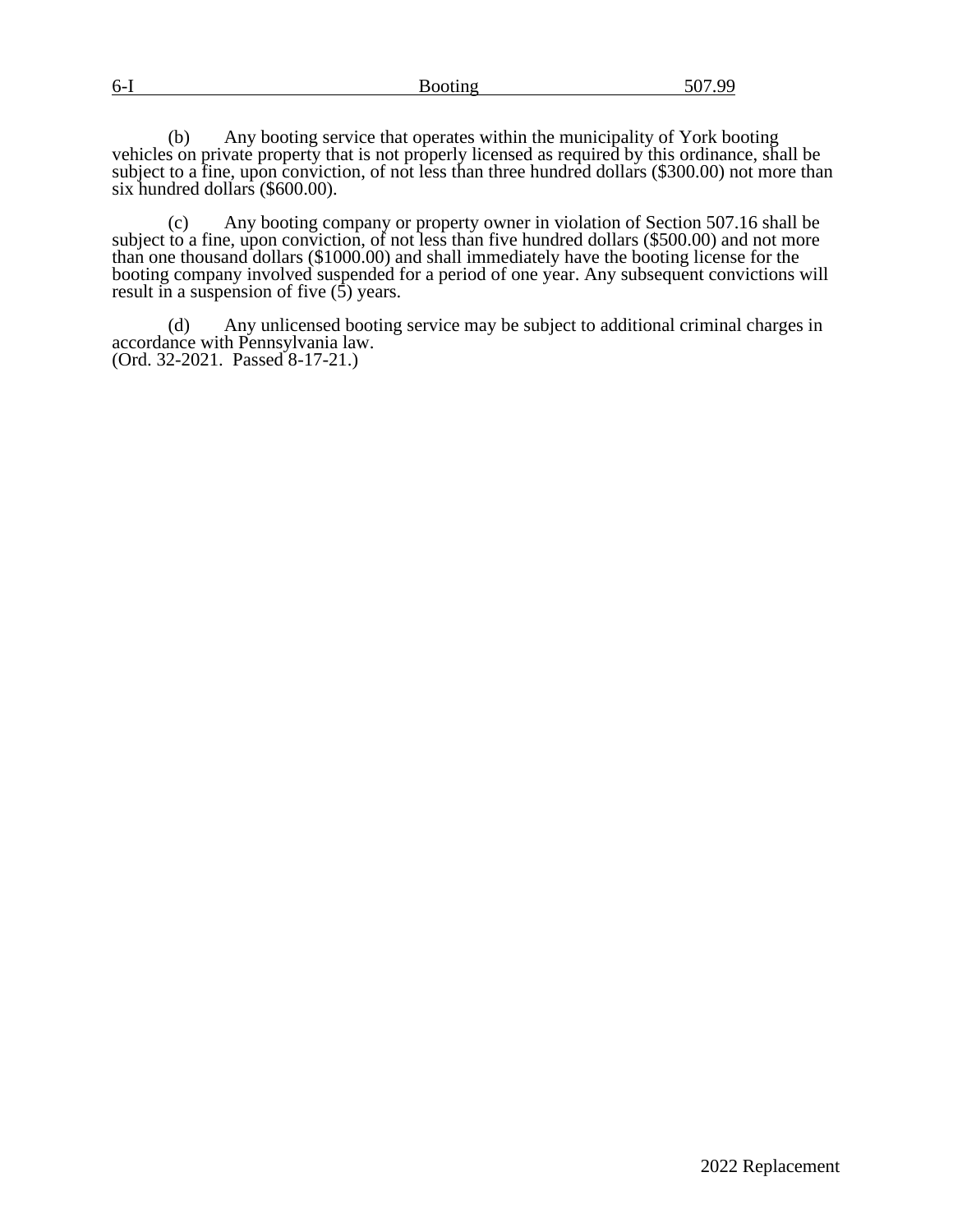(b) Any booting service that operates within the municipality of York booting vehicles on private property that is not properly licensed as required by this ordinance, shall be subject to a fine, upon conviction, of not less than three hundred dollars ($300.00) not more than six hundred dollars ($600.00).

(c) Any booting company or property owner in violation of Section 507.16 shall be subject to a fine, upon conviction, of not less than five hundred dollars ($500.00) and not more than one thousand dollars ($1000.00) and shall immediately have the booting license for the booting company involved suspended for a period of one year. Any subsequent convictions will result in a suspension of five (5) years.

(d) Any unlicensed booting service may be subject to additional criminal charges in accordance with Pennsylvania law.
(Ord. 32-2021. Passed 8-17-21.)